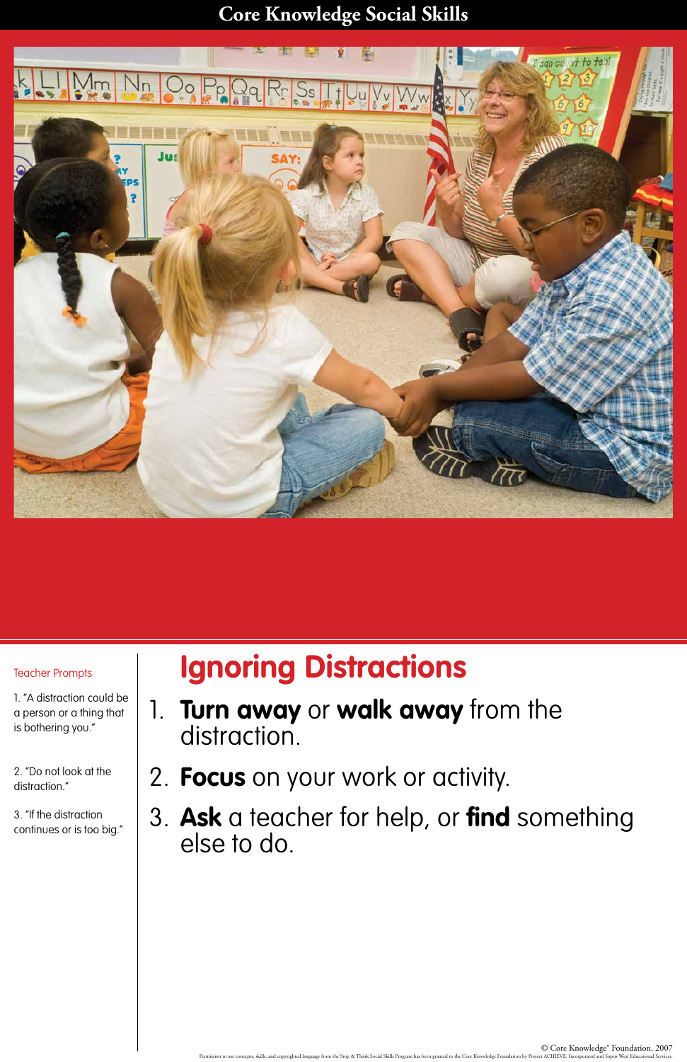# Core Knowledge Social Skills

## Ignoring Distractions

1. **Turn away** or **walk away** from the distraction.
2. **Focus** on your work or activity.
3. **Ask** a teacher for help, or **find** something else to do.

Teacher Prompts

1. "A distraction could be a person or a thing that is bothering you."

2. "Do not look at the distraction."

3. "If the distraction continues or is too big."

© Core Knowledge® Foundation, 2007

Permission to use concepts, skills, and copyrighted language from the Stop & Think Social Skills Program has been granted to the Core Knowledge Foundation by Project ACHIEVE, Incorporated and Sopris West Educational Services.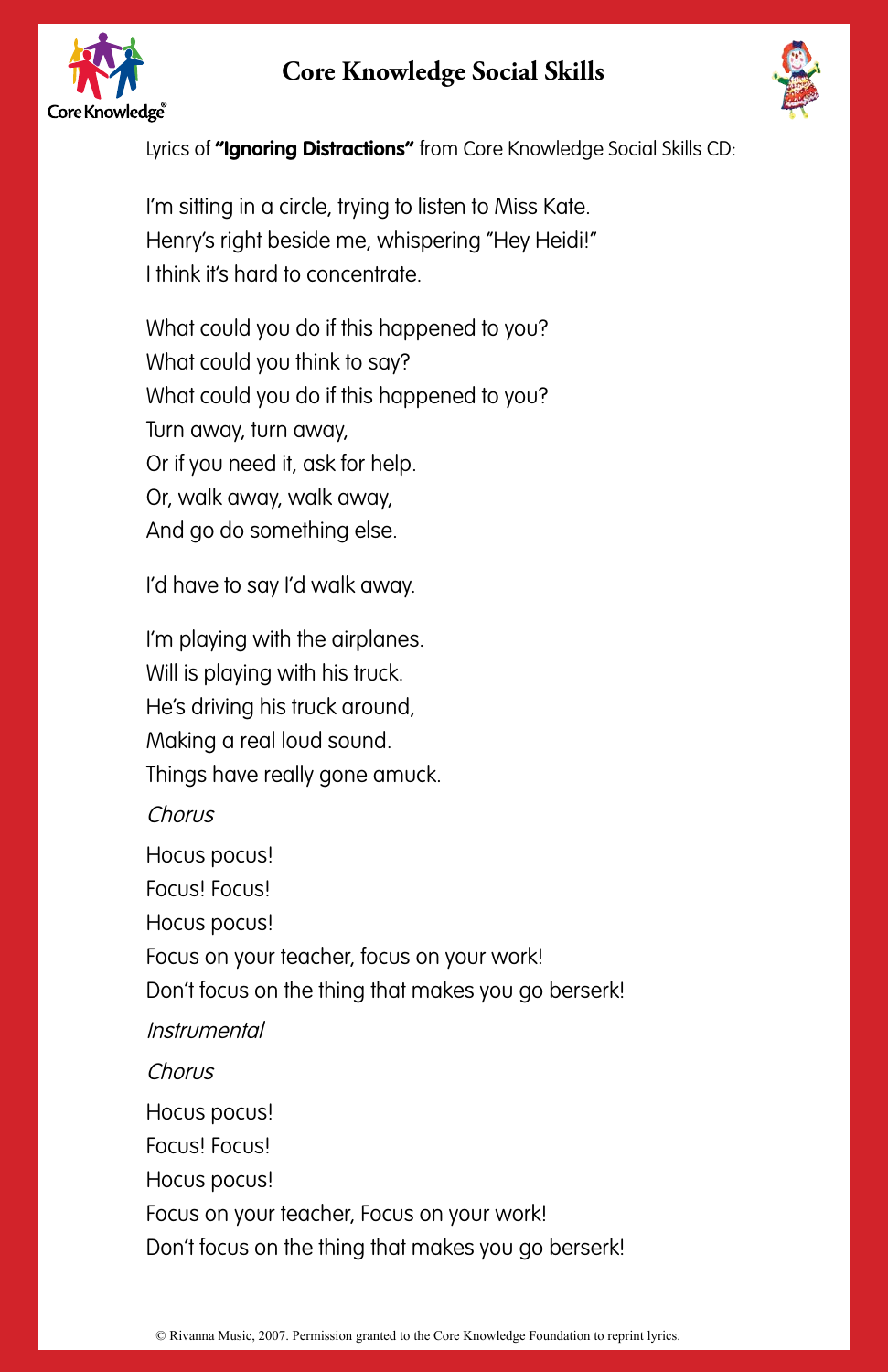# Core Knowledge Social Skills

Lyrics of **"Ignoring Distractions"** from Core Knowledge Social Skills CD:

I'm sitting in a circle, trying to listen to Miss Kate.
Henry's right beside me, whispering "Hey Heidi!"
I think it's hard to concentrate.

What could you do if this happened to you?
What could you think to say?
What could you do if this happened to you?
Turn away, turn away,
Or if you need it, ask for help.
Or, walk away, walk away,
And go do something else.

I'd have to say I'd walk away.

I'm playing with the airplanes.
Will is playing with his truck.
He's driving his truck around,
Making a real loud sound.
Things have really gone amuck.

*Chorus*

Hocus pocus!
Focus! Focus!
Hocus pocus!
Focus on your teacher, focus on your work!
Don't focus on the thing that makes you go berserk!

*Instrumental*

*Chorus*

Hocus pocus!
Focus! Focus!
Hocus pocus!
Focus on your teacher, Focus on your work!
Don't focus on the thing that makes you go berserk!

© Rivanna Music, 2007. Permission granted to the Core Knowledge Foundation to reprint lyrics.